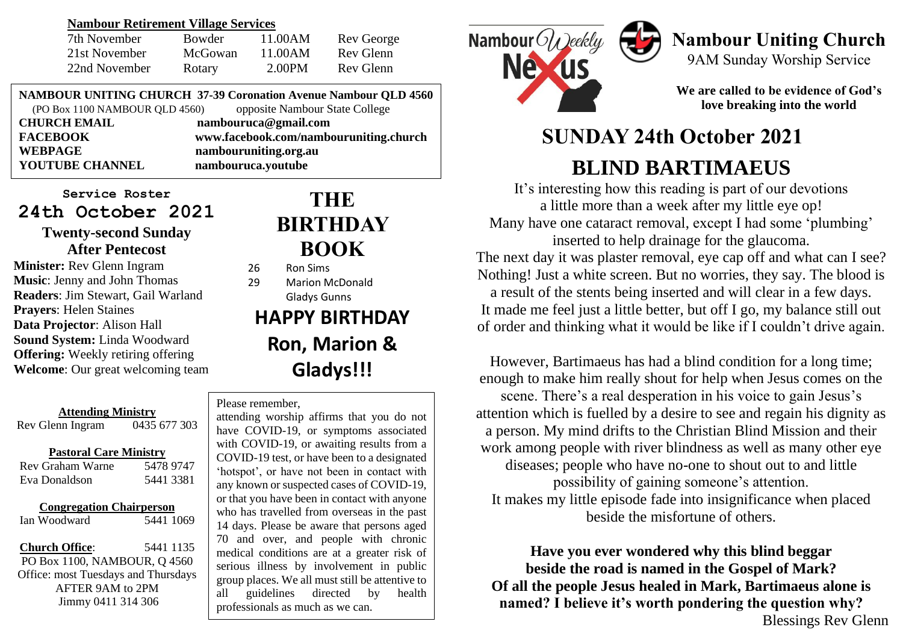**Nambour Retirement Village Services**

| | | | |
|---|---|---|---|
| 7th November | Bowder | 11.00AM | Rev George |
| 21st November | McGowan | 11.00AM | Rev Glenn |
| 22nd November | Rotary | 2.00PM | Rev Glenn |

**NAMBOUR UNITING CHURCH 37-39 Coronation Avenue Nambour QLD 4560**
(PO Box 1100 NAMBOUR QLD 4560) opposite Nambour State College

| | |
|---|---|
| **CHURCH EMAIL** | **nambouruca@gmail.com** |
| **FACEBOOK** | **www.facebook.com/nambouruniting.church** |
| **WEBPAGE** | **nambouruniting.org.au** |
| **YOUTUBE CHANNEL** | **nambouruca.youtube** |

**Service Roster**

**24th October 2021**

**Twenty-second Sunday After Pentecost**

**Minister:** Rev Glenn Ingram
**Music**: Jenny and John Thomas
**Readers**: Jim Stewart, Gail Warland
**Prayers**: Helen Staines
**Data Projector**: Alison Hall
**Sound System:** Linda Woodward
**Offering:** Weekly retiring offering
**Welcome**: Our great welcoming team

# THE BIRTHDAY BOOK

26 Ron Sims
29 Marion McDonald
Gladys Gunns

**HAPPY BIRTHDAY Ron, Marion & Gladys!!!**

**Attending Ministry**
Rev Glenn Ingram 0435 677 303

**Pastoral Care Ministry**
Rev Graham Warne 5478 9747
Eva Donaldson 5441 3381

**Congregation Chairperson**
Ian Woodward 5441 1069

**Church Office**: 5441 1135
PO Box 1100, NAMBOUR, Q 4560
Office: most Tuesdays and Thursdays AFTER 9AM to 2PM
Jimmy 0411 314 306

Please remember,
attending worship affirms that you do not have COVID-19, or symptoms associated with COVID-19, or awaiting results from a COVID-19 test, or have been to a designated 'hotspot', or have not been in contact with any known or suspected cases of COVID-19, or that you have been in contact with anyone who has travelled from overseas in the past 14 days. Please be aware that persons aged 70 and over, and people with chronic medical conditions are at a greater risk of serious illness by involvement in public group places. We all must still be attentive to all guidelines directed by health professionals as much as we can.

Nambour Weekly Nexus

# Nambour Uniting Church

9AM Sunday Worship Service

**We are called to be evidence of God's love breaking into the world**

# SUNDAY 24th October 2021

# BLIND BARTIMAEUS

It's interesting how this reading is part of our devotions a little more than a week after my little eye op! Many have one cataract removal, except I had some 'plumbing' inserted to help drainage for the glaucoma. The next day it was plaster removal, eye cap off and what can I see? Nothing! Just a white screen. But no worries, they say. The blood is a result of the stents being inserted and will clear in a few days. It made me feel just a little better, but off I go, my balance still out of order and thinking what it would be like if I couldn't drive again.

However, Bartimaeus has had a blind condition for a long time; enough to make him really shout for help when Jesus comes on the scene. There's a real desperation in his voice to gain Jesus's attention which is fuelled by a desire to see and regain his dignity as a person. My mind drifts to the Christian Blind Mission and their work among people with river blindness as well as many other eye diseases; people who have no-one to shout out to and little possibility of gaining someone's attention. It makes my little episode fade into insignificance when placed beside the misfortune of others.

**Have you ever wondered why this blind beggar beside the road is named in the Gospel of Mark? Of all the people Jesus healed in Mark, Bartimaeus alone is named? I believe it's worth pondering the question why?**

Blessings Rev Glenn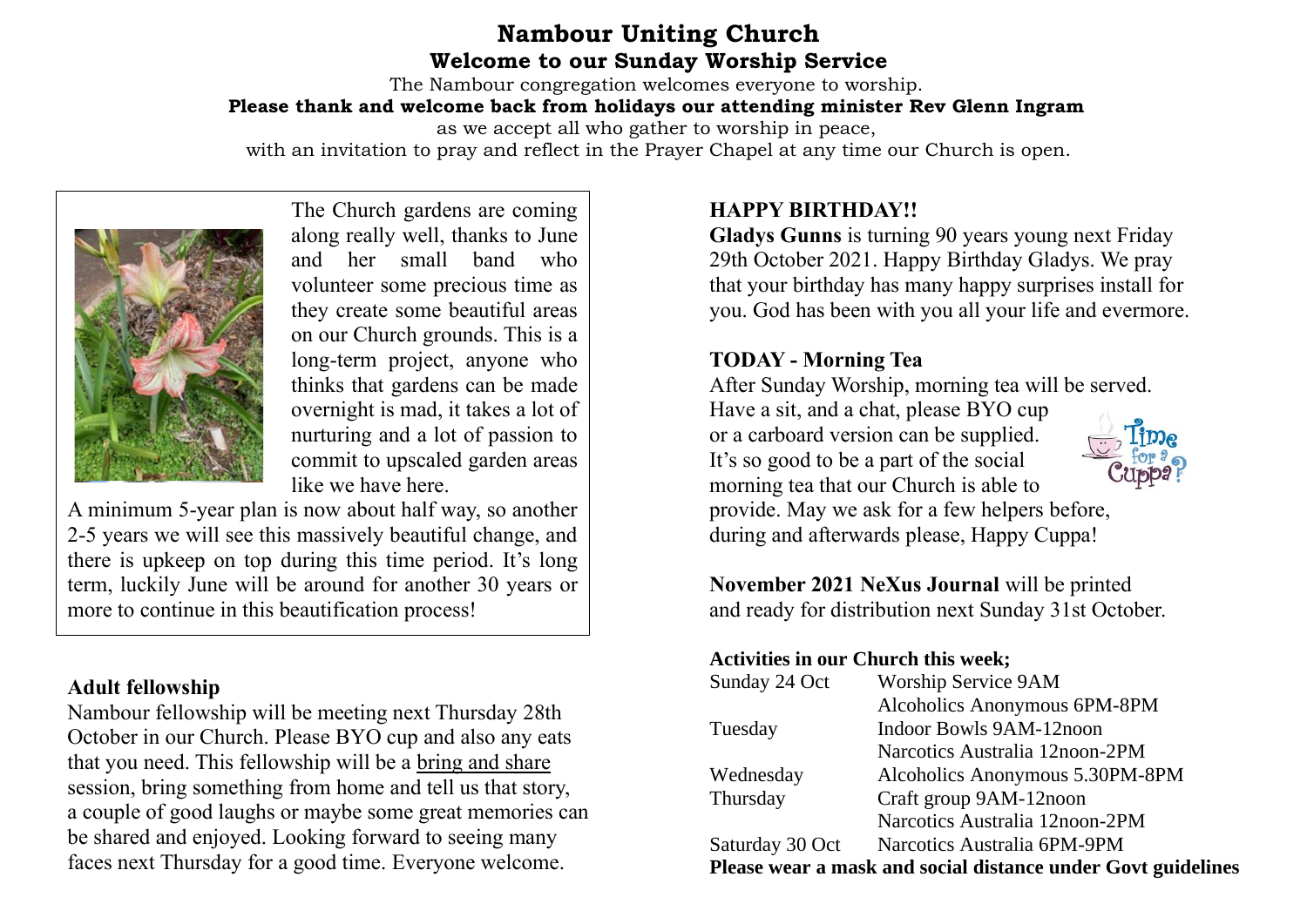# Nambour Uniting Church

## Welcome to our Sunday Worship Service

The Nambour congregation welcomes everyone to worship.

**Please thank and welcome back from holidays our attending minister Rev Glenn Ingram**

as we accept all who gather to worship in peace,

with an invitation to pray and reflect in the Prayer Chapel at any time our Church is open.

The Church gardens are coming along really well, thanks to June and her small band who volunteer some precious time as they create some beautiful areas on our Church grounds. This is a long-term project, anyone who thinks that gardens can be made overnight is mad, it takes a lot of nurturing and a lot of passion to commit to upscaled garden areas like we have here.

A minimum 5-year plan is now about half way, so another 2-5 years we will see this massively beautiful change, and there is upkeep on top during this time period. It's long term, luckily June will be around for another 30 years or more to continue in this beautification process!

### Adult fellowship

Nambour fellowship will be meeting next Thursday 28th October in our Church. Please BYO cup and also any eats that you need. This fellowship will be a bring and share session, bring something from home and tell us that story, a couple of good laughs or maybe some great memories can be shared and enjoyed. Looking forward to seeing many faces next Thursday for a good time. Everyone welcome.

### HAPPY BIRTHDAY!!

**Gladys Gunns** is turning 90 years young next Friday 29th October 2021. Happy Birthday Gladys. We pray that your birthday has many happy surprises install for you. God has been with you all your life and evermore.

### TODAY - Morning Tea

After Sunday Worship, morning tea will be served. Have a sit, and a chat, please BYO cup or a carboard version can be supplied. It's so good to be a part of the social morning tea that our Church is able to provide. May we ask for a few helpers before, during and afterwards please, Happy Cuppa!

**November 2021 NeXus Journal** will be printed and ready for distribution next Sunday 31st October.

**Activities in our Church this week;**

| | |
|---|---|
| Sunday 24 Oct | Worship Service 9AM |
| | Alcoholics Anonymous 6PM-8PM |
| Tuesday | Indoor Bowls 9AM-12noon |
| | Narcotics Australia 12noon-2PM |
| Wednesday | Alcoholics Anonymous 5.30PM-8PM |
| Thursday | Craft group 9AM-12noon |
| | Narcotics Australia 12noon-2PM |
| Saturday 30 Oct | Narcotics Australia 6PM-9PM |

**Please wear a mask and social distance under Govt guidelines**